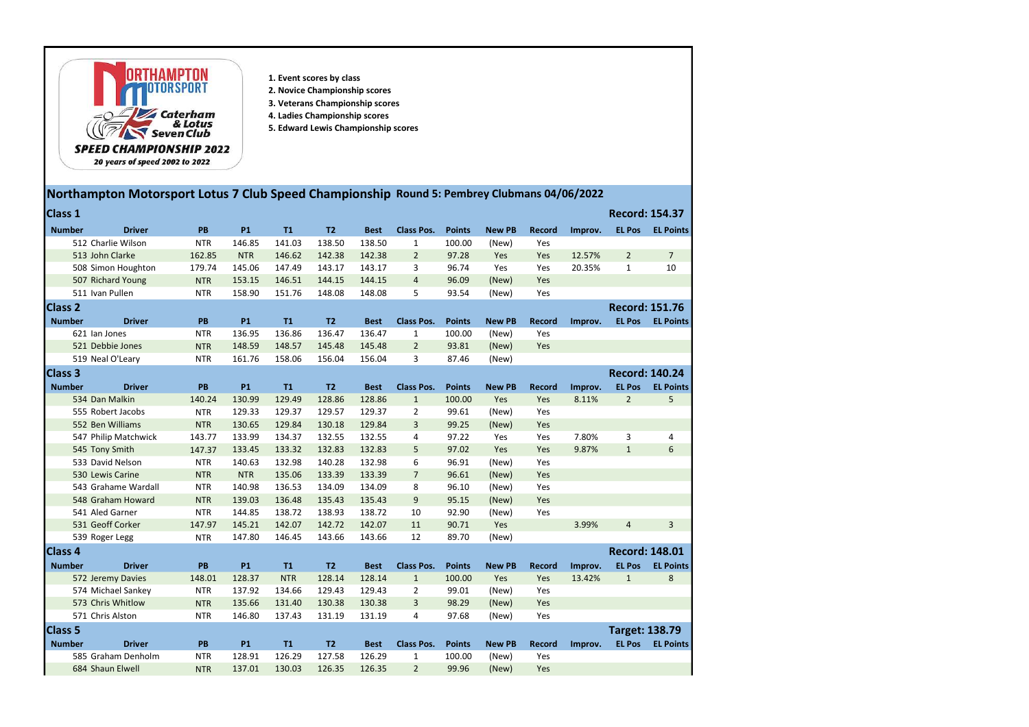Northampton Motorsport
Caterham & Lotus Seven Club
**SPEED CHAMPIONSHIP 2022**
*20 years of speed 2002 to 2022*

1. **Event scores by class**
2. **Novice Championship scores**
3. **Veterans Championship scores**
4. **Ladies Championship scores**
5. **Edward Lewis Championship scores**

## Northampton Motorsport Lotus 7 Club Speed Championship Round 5: Pembrey Clubmans 04/06/2022

### Class 1 — Record: 154.37

| Number | Driver | PB | P1 | T1 | T2 | Best | Class Pos. | Points | New PB | Record | Improv. | EL Pos | EL Points |
|---|---|---|---|---|---|---|---|---|---|---|---|---|---|
| 512 | Charlie Wilson | NTR | 146.85 | 141.03 | 138.50 | 138.50 | 1 | 100.00 | (New) | Yes | | | |
| 513 | John Clarke | 162.85 | NTR | 146.62 | 142.38 | 142.38 | 2 | 97.28 | Yes | Yes | 12.57% | 2 | 7 |
| 508 | Simon Houghton | 179.74 | 145.06 | 147.49 | 143.17 | 143.17 | 3 | 96.74 | Yes | Yes | 20.35% | 1 | 10 |
| 507 | Richard Young | NTR | 153.15 | 146.51 | 144.15 | 144.15 | 4 | 96.09 | (New) | Yes | | | |
| 511 | Ivan Pullen | NTR | 158.90 | 151.76 | 148.08 | 148.08 | 5 | 93.54 | (New) | Yes | | | |

### Class 2 — Record: 151.76

| Number | Driver | PB | P1 | T1 | T2 | Best | Class Pos. | Points | New PB | Record | Improv. | EL Pos | EL Points |
|---|---|---|---|---|---|---|---|---|---|---|---|---|---|
| 621 | Ian Jones | NTR | 136.95 | 136.86 | 136.47 | 136.47 | 1 | 100.00 | (New) | Yes | | | |
| 521 | Debbie Jones | NTR | 148.59 | 148.57 | 145.48 | 145.48 | 2 | 93.81 | (New) | Yes | | | |
| 519 | Neal O'Leary | NTR | 161.76 | 158.06 | 156.04 | 156.04 | 3 | 87.46 | (New) | | | | |

### Class 3 — Record: 140.24

| Number | Driver | PB | P1 | T1 | T2 | Best | Class Pos. | Points | New PB | Record | Improv. | EL Pos | EL Points |
|---|---|---|---|---|---|---|---|---|---|---|---|---|---|
| 534 | Dan Malkin | 140.24 | 130.99 | 129.49 | 128.86 | 128.86 | 1 | 100.00 | Yes | Yes | 8.11% | 2 | 5 |
| 555 | Robert Jacobs | NTR | 129.33 | 129.37 | 129.57 | 129.37 | 2 | 99.61 | (New) | Yes | | | |
| 552 | Ben Williams | NTR | 130.65 | 129.84 | 130.18 | 129.84 | 3 | 99.25 | (New) | Yes | | | |
| 547 | Philip Matchwick | 143.77 | 133.99 | 134.37 | 132.55 | 132.55 | 4 | 97.22 | Yes | Yes | 7.80% | 3 | 4 |
| 545 | Tony Smith | 147.37 | 133.45 | 133.32 | 132.83 | 132.83 | 5 | 97.02 | Yes | Yes | 9.87% | 1 | 6 |
| 533 | David Nelson | NTR | 140.63 | 132.98 | 140.28 | 132.98 | 6 | 96.91 | (New) | Yes | | | |
| 530 | Lewis Carine | NTR | NTR | 135.06 | 133.39 | 133.39 | 7 | 96.61 | (New) | Yes | | | |
| 543 | Grahame Wardall | NTR | 140.98 | 136.53 | 134.09 | 134.09 | 8 | 96.10 | (New) | Yes | | | |
| 548 | Graham Howard | NTR | 139.03 | 136.48 | 135.43 | 135.43 | 9 | 95.15 | (New) | Yes | | | |
| 541 | Aled Garner | NTR | 144.85 | 138.72 | 138.93 | 138.72 | 10 | 92.90 | (New) | Yes | | | |
| 531 | Geoff Corker | 147.97 | 145.21 | 142.07 | 142.72 | 142.07 | 11 | 90.71 | Yes | | 3.99% | 4 | 3 |
| 539 | Roger Legg | NTR | 147.80 | 146.45 | 143.66 | 143.66 | 12 | 89.70 | (New) | | | | |

### Class 4 — Record: 148.01

| Number | Driver | PB | P1 | T1 | T2 | Best | Class Pos. | Points | New PB | Record | Improv. | EL Pos | EL Points |
|---|---|---|---|---|---|---|---|---|---|---|---|---|---|
| 572 | Jeremy Davies | 148.01 | 128.37 | NTR | 128.14 | 128.14 | 1 | 100.00 | Yes | Yes | 13.42% | 1 | 8 |
| 574 | Michael Sankey | NTR | 137.92 | 134.66 | 129.43 | 129.43 | 2 | 99.01 | (New) | Yes | | | |
| 573 | Chris Whitlow | NTR | 135.66 | 131.40 | 130.38 | 130.38 | 3 | 98.29 | (New) | Yes | | | |
| 571 | Chris Alston | NTR | 146.80 | 137.43 | 131.19 | 131.19 | 4 | 97.68 | (New) | Yes | | | |

### Class 5 — Target: 138.79

| Number | Driver | PB | P1 | T1 | T2 | Best | Class Pos. | Points | New PB | Record | Improv. | EL Pos | EL Points |
|---|---|---|---|---|---|---|---|---|---|---|---|---|---|
| 585 | Graham Denholm | NTR | 128.91 | 126.29 | 127.58 | 126.29 | 1 | 100.00 | (New) | Yes | | | |
| 684 | Shaun Elwell | NTR | 137.01 | 130.03 | 126.35 | 126.35 | 2 | 99.96 | (New) | Yes | | | |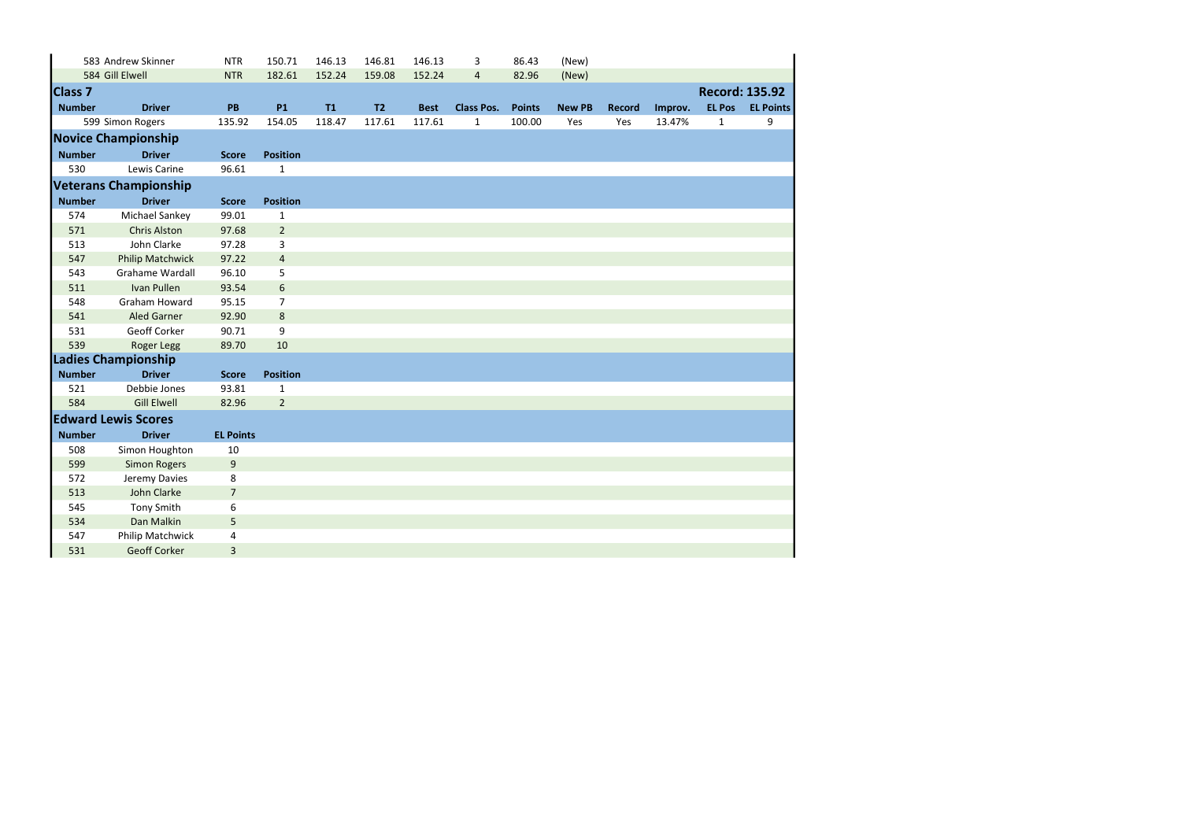| | | | | | | | | | | | | | |
|---|---|---|---|---|---|---|---|---|---|---|---|---|---|
| 583 | Andrew Skinner | NTR | 150.71 | 146.13 | 146.81 | 146.13 | 3 | 86.43 | (New) | | | | |
| 584 | Gill Elwell | NTR | 182.61 | 152.24 | 159.08 | 152.24 | 4 | 82.96 | (New) | | | | |

## Class 7

**Record: 135.92**

| Number | Driver | PB | P1 | T1 | T2 | Best | Class Pos. | Points | New PB | Record | Improv. | EL Pos | EL Points |
|---|---|---|---|---|---|---|---|---|---|---|---|---|---|
| 599 | Simon Rogers | 135.92 | 154.05 | 118.47 | 117.61 | 117.61 | 1 | 100.00 | Yes | Yes | 13.47% | 1 | 9 |

## Novice Championship

| Number | Driver | Score | Position |
|---|---|---|---|
| 530 | Lewis Carine | 96.61 | 1 |

## Veterans Championship

| Number | Driver | Score | Position |
|---|---|---|---|
| 574 | Michael Sankey | 99.01 | 1 |
| 571 | Chris Alston | 97.68 | 2 |
| 513 | John Clarke | 97.28 | 3 |
| 547 | Philip Matchwick | 97.22 | 4 |
| 543 | Grahame Wardall | 96.10 | 5 |
| 511 | Ivan Pullen | 93.54 | 6 |
| 548 | Graham Howard | 95.15 | 7 |
| 541 | Aled Garner | 92.90 | 8 |
| 531 | Geoff Corker | 90.71 | 9 |
| 539 | Roger Legg | 89.70 | 10 |

## Ladies Championship

| Number | Driver | Score | Position |
|---|---|---|---|
| 521 | Debbie Jones | 93.81 | 1 |
| 584 | Gill Elwell | 82.96 | 2 |

## Edward Lewis Scores

| Number | Driver | EL Points |
|---|---|---|
| 508 | Simon Houghton | 10 |
| 599 | Simon Rogers | 9 |
| 572 | Jeremy Davies | 8 |
| 513 | John Clarke | 7 |
| 545 | Tony Smith | 6 |
| 534 | Dan Malkin | 5 |
| 547 | Philip Matchwick | 4 |
| 531 | Geoff Corker | 3 |